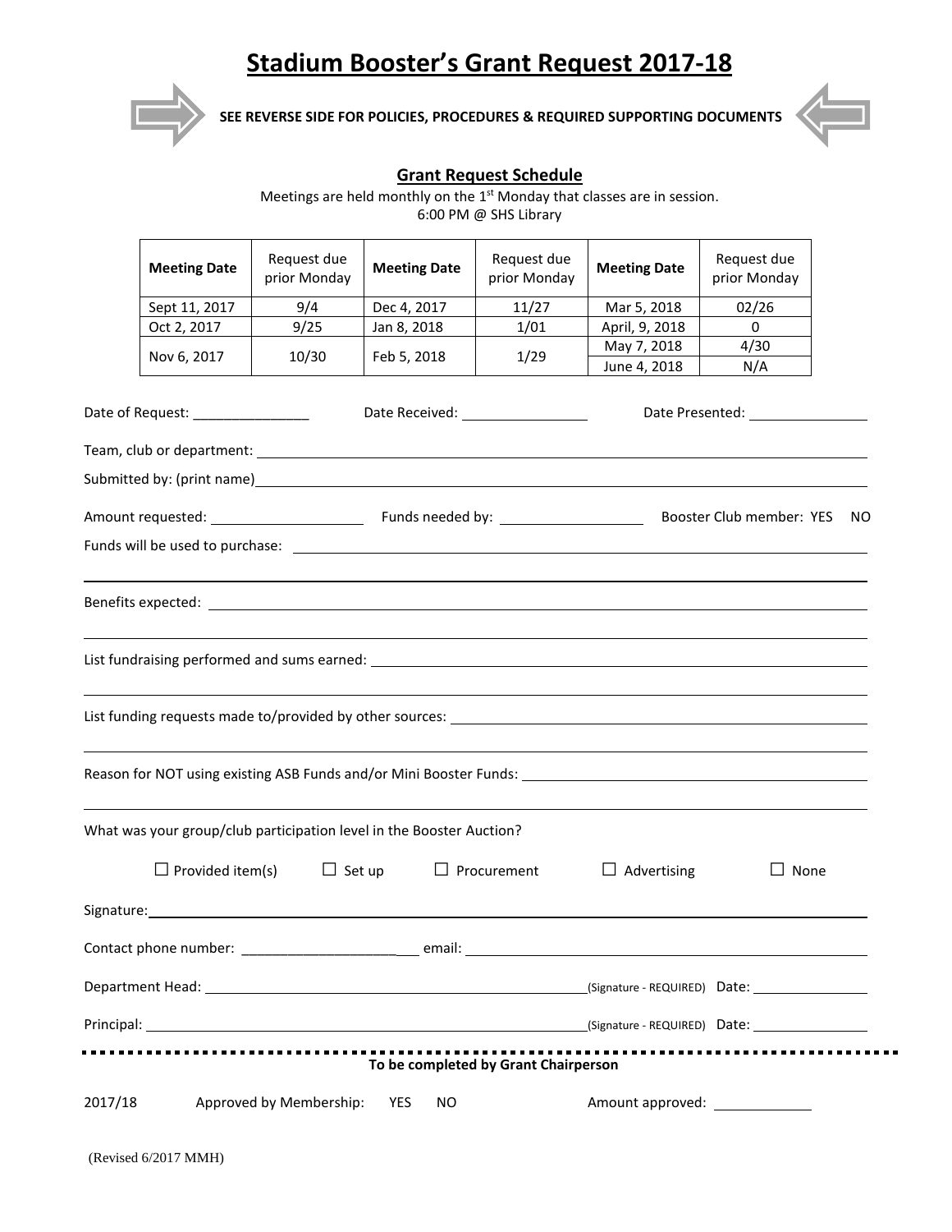# Stadium Booster's Grant Request 2017-18

**SEE REVERSE SIDE FOR POLICIES, PROCEDURES & REQUIRED SUPPORTING DOCUMENTS**

## Grant Request Schedule

Meetings are held monthly on the 1st Monday that classes are in session.
6:00 PM @ SHS Library

| Meeting Date | Request due prior Monday | Meeting Date | Request due prior Monday | Meeting Date | Request due prior Monday |
|---|---|---|---|---|---|
| Sept 11, 2017 | 9/4 | Dec 4, 2017 | 11/27 | Mar 5, 2018 | 02/26 |
| Oct 2, 2017 | 9/25 | Jan 8, 2018 | 1/01 | April, 9, 2018 | 0 |
| Nov 6, 2017 | 10/30 | Feb 5, 2018 | 1/29 | May 7, 2018 | 4/30 |
| | | | | June 4, 2018 | N/A |

Date of Request: _______________ Date Received: _______________ Date Presented: _______________

Team, club or department: _______________

Submitted by: (print name) _______________

Amount requested: _______________ Funds needed by: _______________ Booster Club member: YES NO

Funds will be used to purchase: _______________

Benefits expected: _______________

List fundraising performed and sums earned: _______________

List funding requests made to/provided by other sources: _______________

Reason for NOT using existing ASB Funds and/or Mini Booster Funds: _______________

What was your group/club participation level in the Booster Auction?

☐ Provided item(s) ☐ Set up ☐ Procurement ☐ Advertising ☐ None

Signature: _______________

Contact phone number: _______________ email: _______________

Department Head: _______________ (Signature - REQUIRED) Date: _______________

Principal: _______________ (Signature - REQUIRED) Date: _______________

**To be completed by Grant Chairperson**

2017/18 Approved by Membership: YES NO Amount approved: _______________

(Revised 6/2017 MMH)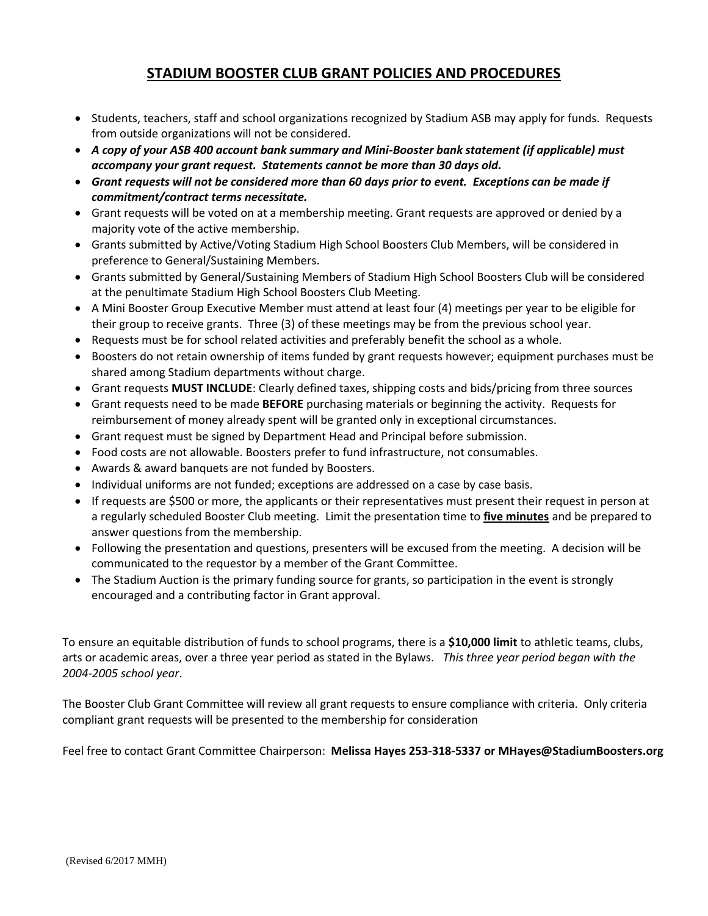# **STADIUM BOOSTER CLUB GRANT POLICIES AND PROCEDURES**

- Students, teachers, staff and school organizations recognized by Stadium ASB may apply for funds. Requests from outside organizations will not be considered.
- ***A copy of your ASB 400 account bank summary and Mini-Booster bank statement (if applicable) must accompany your grant request. Statements cannot be more than 30 days old.***
- ***Grant requests will not be considered more than 60 days prior to event. Exceptions can be made if commitment/contract terms necessitate.***
- Grant requests will be voted on at a membership meeting. Grant requests are approved or denied by a majority vote of the active membership.
- Grants submitted by Active/Voting Stadium High School Boosters Club Members, will be considered in preference to General/Sustaining Members.
- Grants submitted by General/Sustaining Members of Stadium High School Boosters Club will be considered at the penultimate Stadium High School Boosters Club Meeting.
- A Mini Booster Group Executive Member must attend at least four (4) meetings per year to be eligible for their group to receive grants. Three (3) of these meetings may be from the previous school year.
- Requests must be for school related activities and preferably benefit the school as a whole.
- Boosters do not retain ownership of items funded by grant requests however; equipment purchases must be shared among Stadium departments without charge.
- Grant requests **MUST INCLUDE**: Clearly defined taxes, shipping costs and bids/pricing from three sources
- Grant requests need to be made **BEFORE** purchasing materials or beginning the activity. Requests for reimbursement of money already spent will be granted only in exceptional circumstances.
- Grant request must be signed by Department Head and Principal before submission.
- Food costs are not allowable. Boosters prefer to fund infrastructure, not consumables.
- Awards & award banquets are not funded by Boosters.
- Individual uniforms are not funded; exceptions are addressed on a case by case basis.
- If requests are $500 or more, the applicants or their representatives must present their request in person at a regularly scheduled Booster Club meeting. Limit the presentation time to **five minutes** and be prepared to answer questions from the membership.
- Following the presentation and questions, presenters will be excused from the meeting. A decision will be communicated to the requestor by a member of the Grant Committee.
- The Stadium Auction is the primary funding source for grants, so participation in the event is strongly encouraged and a contributing factor in Grant approval.

To ensure an equitable distribution of funds to school programs, there is a **$10,000 limit** to athletic teams, clubs, arts or academic areas, over a three year period as stated in the Bylaws. *This three year period began with the 2004-2005 school year*.

The Booster Club Grant Committee will review all grant requests to ensure compliance with criteria. Only criteria compliant grant requests will be presented to the membership for consideration

Feel free to contact Grant Committee Chairperson: **Melissa Hayes 253-318-5337 or MHayes@StadiumBoosters.org**

(Revised 6/2017 MMH)